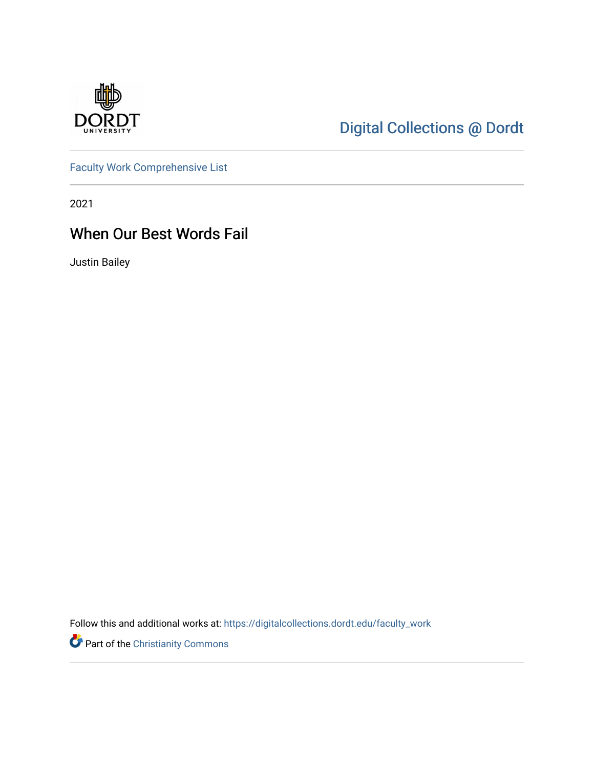Digital Collections @ Dordt

Faculty Work Comprehensive List

2021

# When Our Best Words Fail

Justin Bailey

Follow this and additional works at: https://digitalcollections.dordt.edu/faculty_work

Part of the Christianity Commons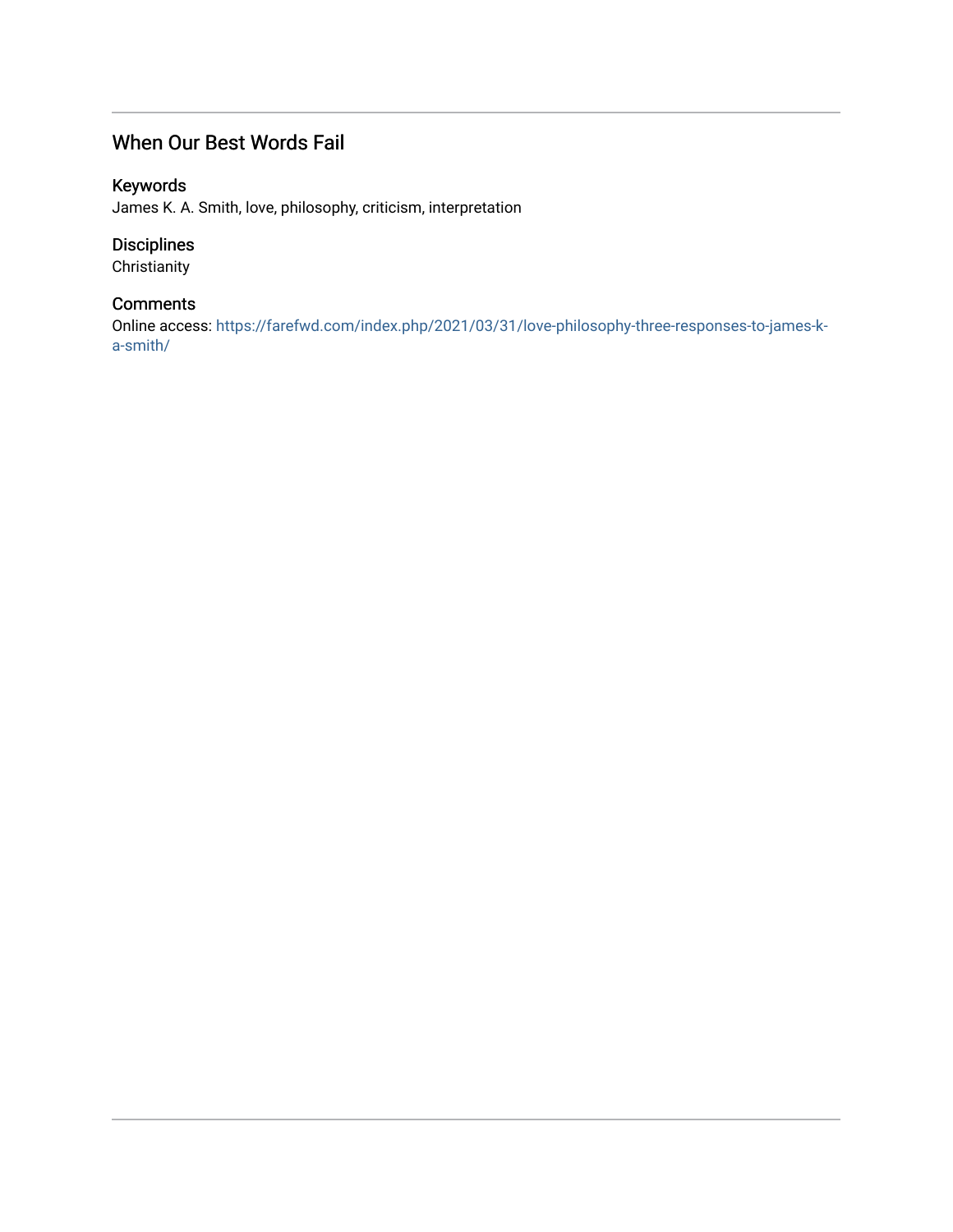## When Our Best Words Fail

### Keywords

James K. A. Smith, love, philosophy, criticism, interpretation

### Disciplines

Christianity

### Comments

Online access: https://farefwd.com/index.php/2021/03/31/love-philosophy-three-responses-to-james-k-a-smith/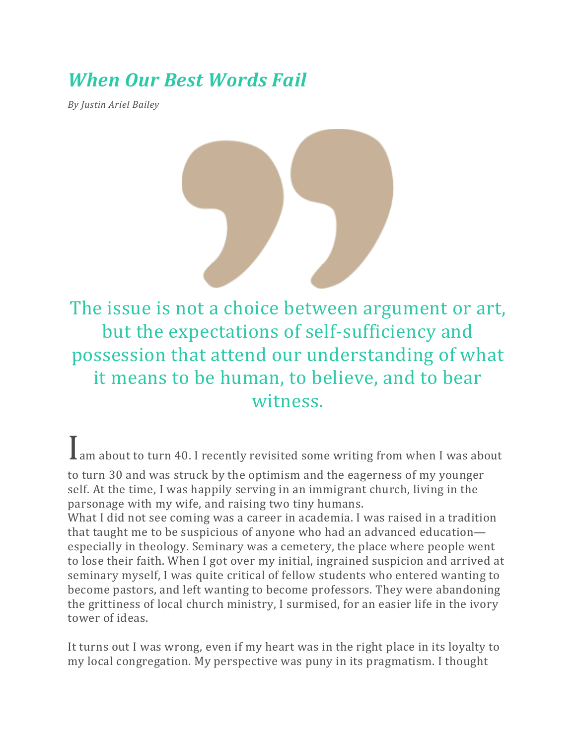# *When Our Best Words Fail*

*By Justin Ariel Bailey*

> The issue is not a choice between argument or art, but the expectations of self-sufficiency and possession that attend our understanding of what it means to be human, to believe, and to bear witness.

I am about to turn 40. I recently revisited some writing from when I was about to turn 30 and was struck by the optimism and the eagerness of my younger self. At the time, I was happily serving in an immigrant church, living in the parsonage with my wife, and raising two tiny humans.

What I did not see coming was a career in academia. I was raised in a tradition that taught me to be suspicious of anyone who had an advanced education—especially in theology. Seminary was a cemetery, the place where people went to lose their faith. When I got over my initial, ingrained suspicion and arrived at seminary myself, I was quite critical of fellow students who entered wanting to become pastors, and left wanting to become professors. They were abandoning the grittiness of local church ministry, I surmised, for an easier life in the ivory tower of ideas.

It turns out I was wrong, even if my heart was in the right place in its loyalty to my local congregation. My perspective was puny in its pragmatism. I thought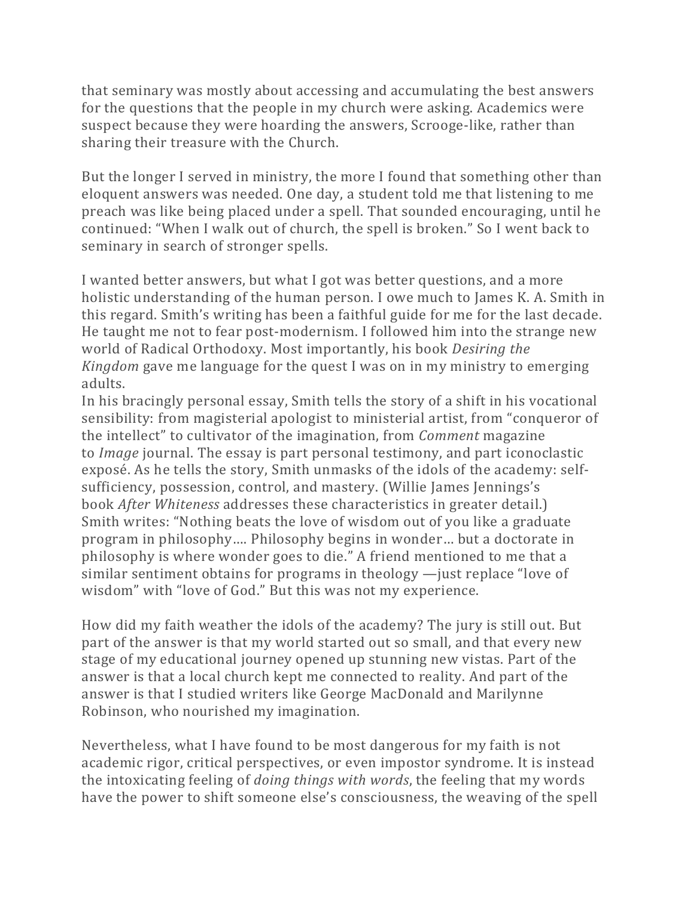that seminary was mostly about accessing and accumulating the best answers for the questions that the people in my church were asking. Academics were suspect because they were hoarding the answers, Scrooge-like, rather than sharing their treasure with the Church.

But the longer I served in ministry, the more I found that something other than eloquent answers was needed. One day, a student told me that listening to me preach was like being placed under a spell. That sounded encouraging, until he continued: "When I walk out of church, the spell is broken." So I went back to seminary in search of stronger spells.

I wanted better answers, but what I got was better questions, and a more holistic understanding of the human person. I owe much to James K. A. Smith in this regard. Smith's writing has been a faithful guide for me for the last decade. He taught me not to fear post-modernism. I followed him into the strange new world of Radical Orthodoxy. Most importantly, his book *Desiring the Kingdom* gave me language for the quest I was on in my ministry to emerging adults.

In his bracingly personal essay, Smith tells the story of a shift in his vocational sensibility: from magisterial apologist to ministerial artist, from "conqueror of the intellect" to cultivator of the imagination, from *Comment* magazine to *Image* journal. The essay is part personal testimony, and part iconoclastic exposé. As he tells the story, Smith unmasks of the idols of the academy: self-sufficiency, possession, control, and mastery. (Willie James Jennings's book *After Whiteness* addresses these characteristics in greater detail.) Smith writes: "Nothing beats the love of wisdom out of you like a graduate program in philosophy.... Philosophy begins in wonder… but a doctorate in philosophy is where wonder goes to die." A friend mentioned to me that a similar sentiment obtains for programs in theology —just replace "love of wisdom" with "love of God." But this was not my experience.

How did my faith weather the idols of the academy? The jury is still out. But part of the answer is that my world started out so small, and that every new stage of my educational journey opened up stunning new vistas. Part of the answer is that a local church kept me connected to reality. And part of the answer is that I studied writers like George MacDonald and Marilynne Robinson, who nourished my imagination.

Nevertheless, what I have found to be most dangerous for my faith is not academic rigor, critical perspectives, or even impostor syndrome. It is instead the intoxicating feeling of *doing things with words*, the feeling that my words have the power to shift someone else's consciousness, the weaving of the spell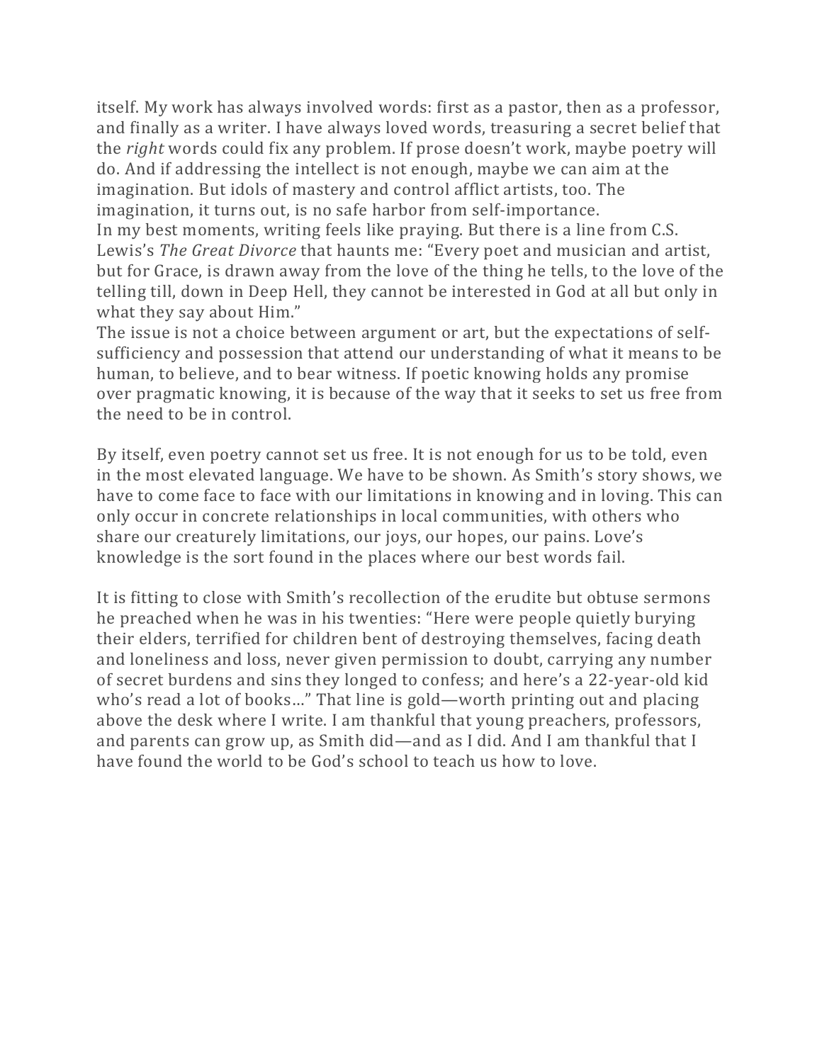itself. My work has always involved words: first as a pastor, then as a professor, and finally as a writer. I have always loved words, treasuring a secret belief that the *right* words could fix any problem. If prose doesn't work, maybe poetry will do. And if addressing the intellect is not enough, maybe we can aim at the imagination. But idols of mastery and control afflict artists, too. The imagination, it turns out, is no safe harbor from self-importance.

In my best moments, writing feels like praying. But there is a line from C.S. Lewis's *The Great Divorce* that haunts me: "Every poet and musician and artist, but for Grace, is drawn away from the love of the thing he tells, to the love of the telling till, down in Deep Hell, they cannot be interested in God at all but only in what they say about Him."

The issue is not a choice between argument or art, but the expectations of self-sufficiency and possession that attend our understanding of what it means to be human, to believe, and to bear witness. If poetic knowing holds any promise over pragmatic knowing, it is because of the way that it seeks to set us free from the need to be in control.

By itself, even poetry cannot set us free. It is not enough for us to be told, even in the most elevated language. We have to be shown. As Smith's story shows, we have to come face to face with our limitations in knowing and in loving. This can only occur in concrete relationships in local communities, with others who share our creaturely limitations, our joys, our hopes, our pains. Love's knowledge is the sort found in the places where our best words fail.

It is fitting to close with Smith's recollection of the erudite but obtuse sermons he preached when he was in his twenties: "Here were people quietly burying their elders, terrified for children bent of destroying themselves, facing death and loneliness and loss, never given permission to doubt, carrying any number of secret burdens and sins they longed to confess; and here's a 22-year-old kid who's read a lot of books…" That line is gold—worth printing out and placing above the desk where I write. I am thankful that young preachers, professors, and parents can grow up, as Smith did—and as I did. And I am thankful that I have found the world to be God's school to teach us how to love.